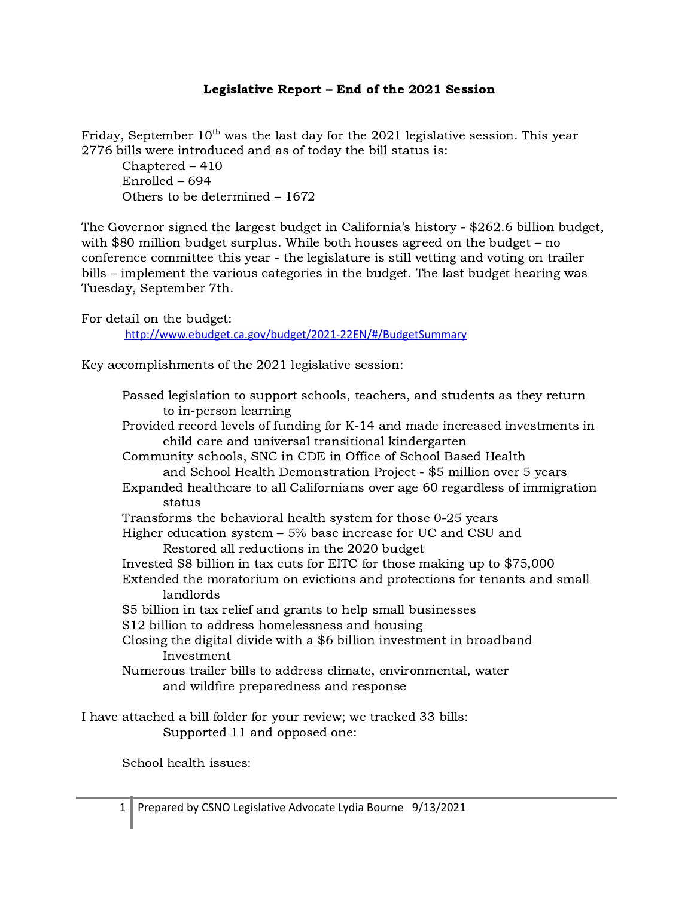# Legislative Report – End of the 2021 Session

Friday, September 10th was the last day for the 2021 legislative session. This year 2776 bills were introduced and as of today the bill status is:

Chaptered – 410
Enrolled – 694
Others to be determined – 1672

The Governor signed the largest budget in California's history - $262.6 billion budget, with $80 million budget surplus. While both houses agreed on the budget – no conference committee this year - the legislature is still vetting and voting on trailer bills – implement the various categories in the budget. The last budget hearing was Tuesday, September 7th.

For detail on the budget:

http://www.ebudget.ca.gov/budget/2021-22EN/#/BudgetSummary

Key accomplishments of the 2021 legislative session:

- Passed legislation to support schools, teachers, and students as they return to in-person learning
- Provided record levels of funding for K-14 and made increased investments in child care and universal transitional kindergarten
- Community schools, SNC in CDE in Office of School Based Health and School Health Demonstration Project - $5 million over 5 years
- Expanded healthcare to all Californians over age 60 regardless of immigration status
- Transforms the behavioral health system for those 0-25 years
- Higher education system – 5% base increase for UC and CSU and Restored all reductions in the 2020 budget
- Invested $8 billion in tax cuts for EITC for those making up to $75,000
- Extended the moratorium on evictions and protections for tenants and small landlords
- $5 billion in tax relief and grants to help small businesses
- $12 billion to address homelessness and housing
- Closing the digital divide with a $6 billion investment in broadband Investment
- Numerous trailer bills to address climate, environmental, water and wildfire preparedness and response

I have attached a bill folder for your review; we tracked 33 bills:
Supported 11 and opposed one:

School health issues: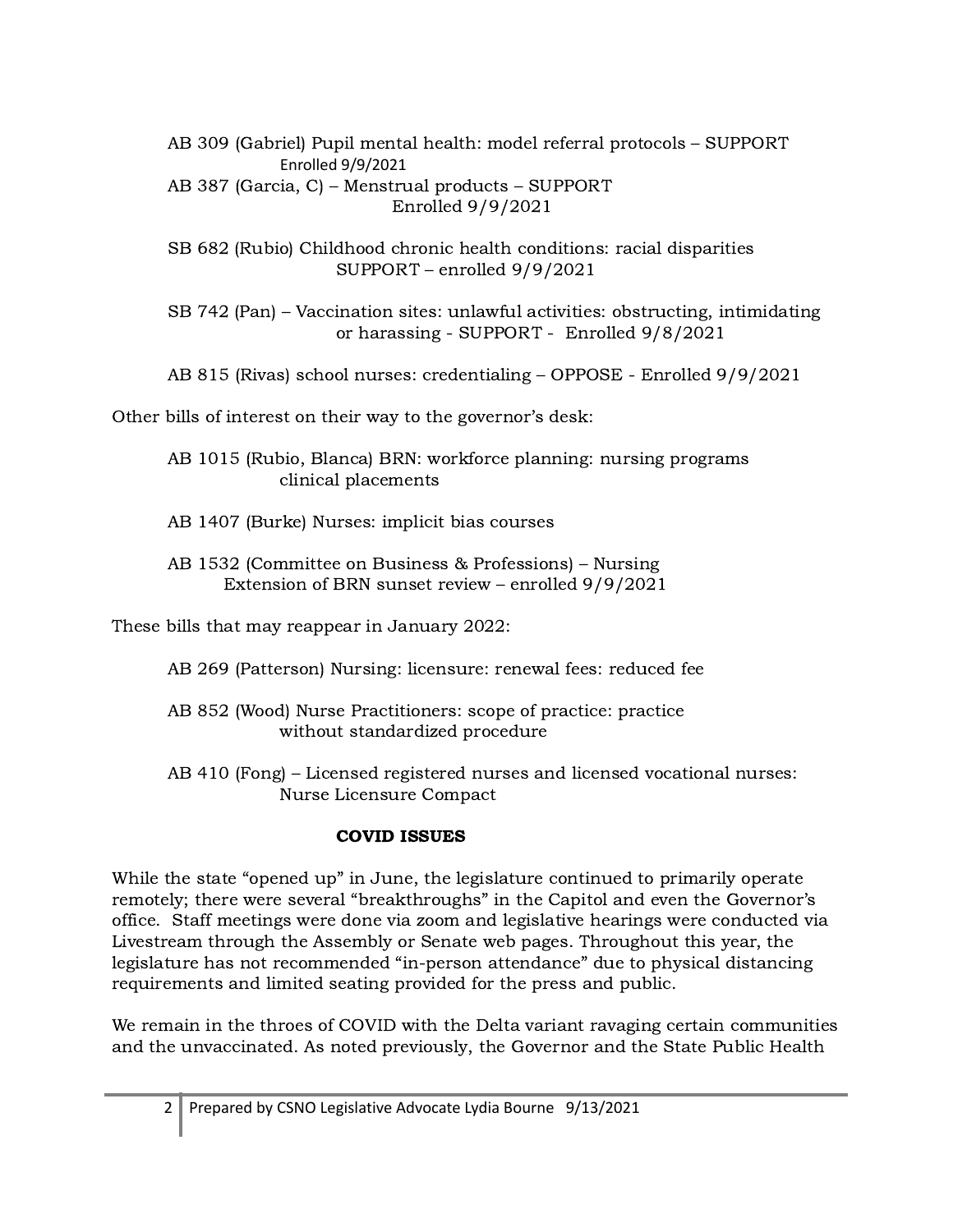AB 309 (Gabriel) Pupil mental health: model referral protocols – SUPPORT
Enrolled 9/9/2021

AB 387 (Garcia, C) – Menstrual products – SUPPORT
Enrolled 9/9/2021

SB 682 (Rubio) Childhood chronic health conditions: racial disparities
SUPPORT – enrolled 9/9/2021

SB 742 (Pan) – Vaccination sites: unlawful activities: obstructing, intimidating or harassing - SUPPORT - Enrolled 9/8/2021

AB 815 (Rivas) school nurses: credentialing – OPPOSE - Enrolled 9/9/2021

Other bills of interest on their way to the governor's desk:

AB 1015 (Rubio, Blanca) BRN: workforce planning: nursing programs clinical placements

AB 1407 (Burke) Nurses: implicit bias courses

AB 1532 (Committee on Business & Professions) – Nursing
Extension of BRN sunset review – enrolled 9/9/2021

These bills that may reappear in January 2022:

AB 269 (Patterson) Nursing: licensure: renewal fees: reduced fee

AB 852 (Wood) Nurse Practitioners: scope of practice: practice without standardized procedure

AB 410 (Fong) – Licensed registered nurses and licensed vocational nurses: Nurse Licensure Compact

## COVID ISSUES

While the state "opened up" in June, the legislature continued to primarily operate remotely; there were several "breakthroughs" in the Capitol and even the Governor's office. Staff meetings were done via zoom and legislative hearings were conducted via Livestream through the Assembly or Senate web pages. Throughout this year, the legislature has not recommended "in-person attendance" due to physical distancing requirements and limited seating provided for the press and public.

We remain in the throes of COVID with the Delta variant ravaging certain communities and the unvaccinated. As noted previously, the Governor and the State Public Health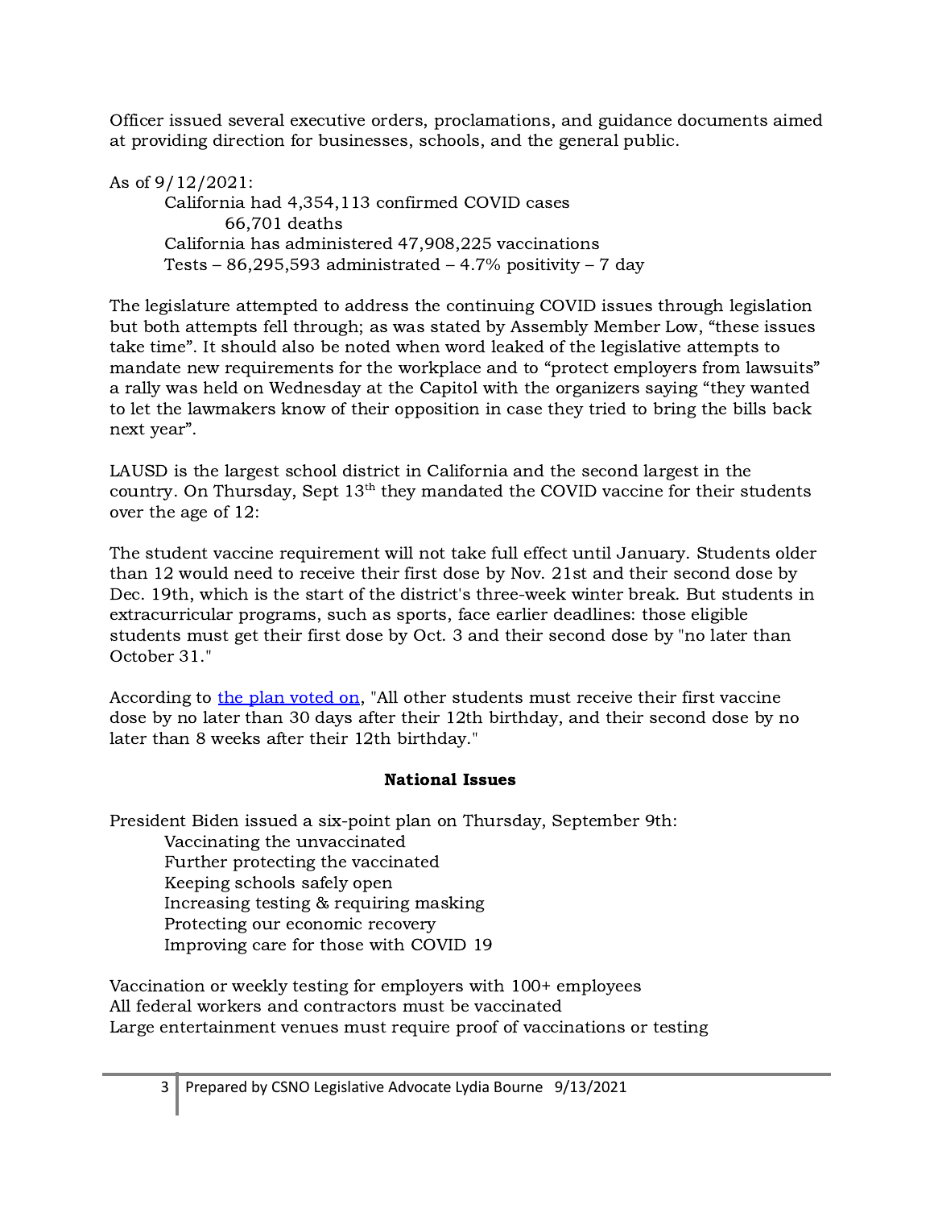Officer issued several executive orders, proclamations, and guidance documents aimed at providing direction for businesses, schools, and the general public.

As of 9/12/2021:

> California had 4,354,113 confirmed COVID cases
>
> > 66,701 deaths
>
> California has administered 47,908,225 vaccinations
>
> Tests – 86,295,593 administrated – 4.7% positivity – 7 day

The legislature attempted to address the continuing COVID issues through legislation but both attempts fell through; as was stated by Assembly Member Low, "these issues take time". It should also be noted when word leaked of the legislative attempts to mandate new requirements for the workplace and to "protect employers from lawsuits" a rally was held on Wednesday at the Capitol with the organizers saying "they wanted to let the lawmakers know of their opposition in case they tried to bring the bills back next year".

LAUSD is the largest school district in California and the second largest in the country. On Thursday, Sept 13th they mandated the COVID vaccine for their students over the age of 12:

The student vaccine requirement will not take full effect until January. Students older than 12 would need to receive their first dose by Nov. 21st and their second dose by Dec. 19th, which is the start of the district's three-week winter break. But students in extracurricular programs, such as sports, face earlier deadlines: those eligible students must get their first dose by Oct. 3 and their second dose by "no later than October 31."

According to [the plan voted on](), "All other students must receive their first vaccine dose by no later than 30 days after their 12th birthday, and their second dose by no later than 8 weeks after their 12th birthday."

**National Issues**

President Biden issued a six-point plan on Thursday, September 9th:

- Vaccinating the unvaccinated
- Further protecting the vaccinated
- Keeping schools safely open
- Increasing testing & requiring masking
- Protecting our economic recovery
- Improving care for those with COVID 19

Vaccination or weekly testing for employers with 100+ employees
All federal workers and contractors must be vaccinated
Large entertainment venues must require proof of vaccinations or testing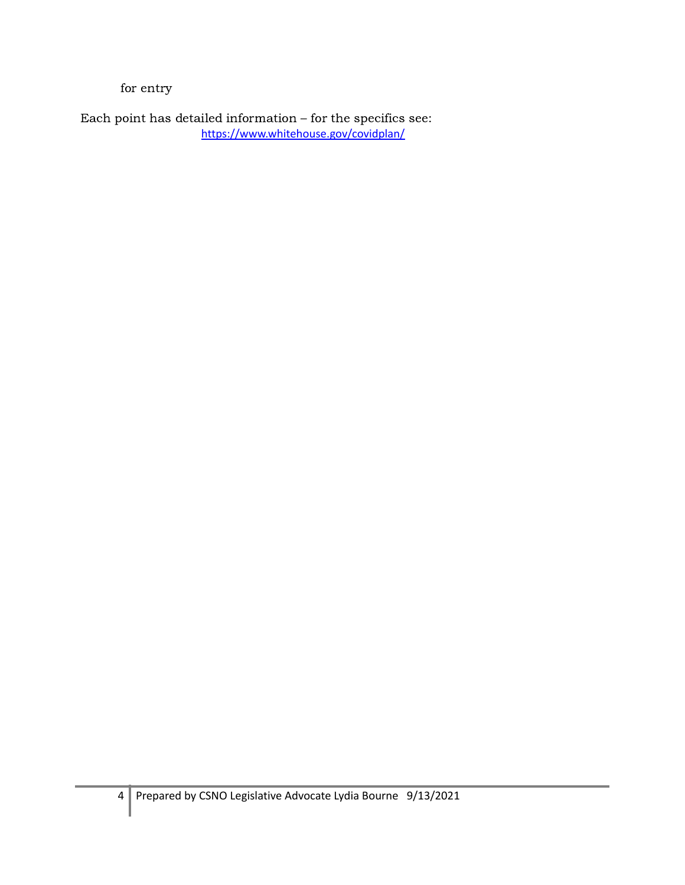for entry

Each point has detailed information – for the specifics see:
https://www.whitehouse.gov/covidplan/